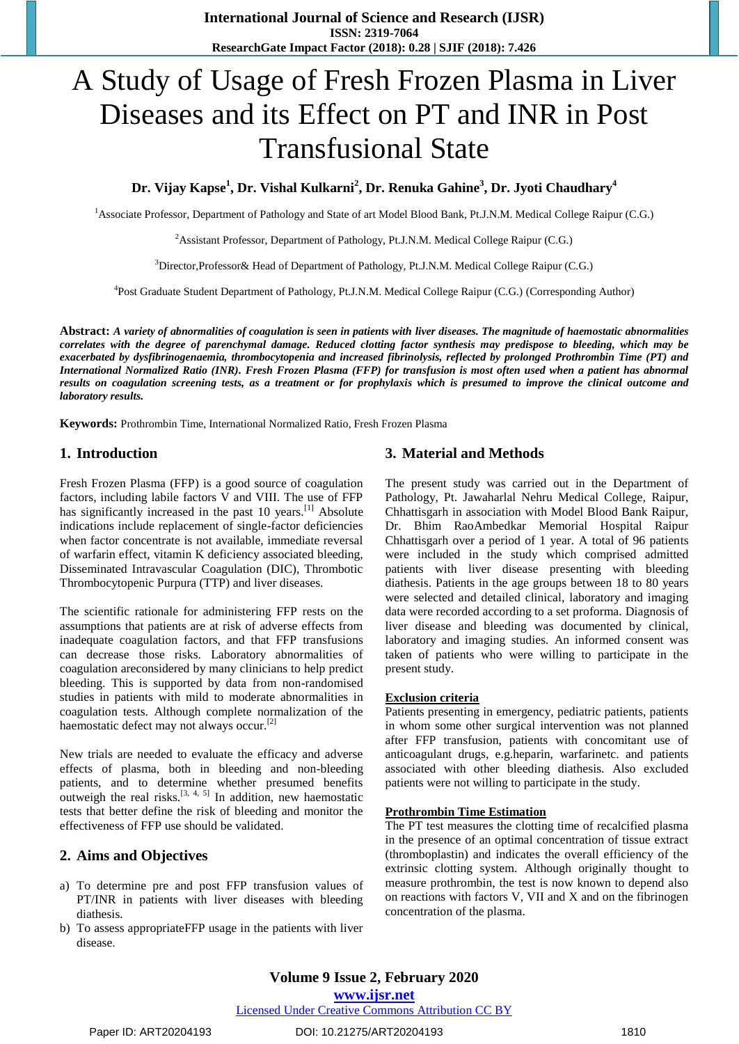# A Study of Usage of Fresh Frozen Plasma in Liver Diseases and its Effect on PT and INR in Post Transfusional State

**Dr. Vijay Kapse[1], Dr. Vishal Kulkarni[2], Dr. Renuka Gahine[3], Dr. Jyoti Chaudhary[4]**

[1]Associate Professor, Department of Pathology and State of art Model Blood Bank, Pt.J.N.M. Medical College Raipur (C.G.)

[2]Assistant Professor, Department of Pathology, Pt.J.N.M. Medical College Raipur (C.G.)

[3]Director,Professor& Head of Department of Pathology, Pt.J.N.M. Medical College Raipur (C.G.)

[4]Post Graduate Student Department of Pathology, Pt.J.N.M. Medical College Raipur (C.G.) (Corresponding Author)

**Abstract:** ***A variety of abnormalities of coagulation is seen in patients with liver diseases. The magnitude of haemostatic abnormalities correlates with the degree of parenchymal damage. Reduced clotting factor synthesis may predispose to bleeding, which may be exacerbated by dysfibrinogenaemia, thrombocytopenia and increased fibrinolysis, reflected by prolonged Prothrombin Time (PT) and International Normalized Ratio (INR). Fresh Frozen Plasma (FFP) for transfusion is most often used when a patient has abnormal results on coagulation screening tests, as a treatment or for prophylaxis which is presumed to improve the clinical outcome and laboratory results.***

**Keywords:** Prothrombin Time, International Normalized Ratio, Fresh Frozen Plasma

## 1. Introduction

Fresh Frozen Plasma (FFP) is a good source of coagulation factors, including labile factors V and VIII. The use of FFP has significantly increased in the past 10 years.[1] Absolute indications include replacement of single-factor deficiencies when factor concentrate is not available, immediate reversal of warfarin effect, vitamin K deficiency associated bleeding, Disseminated Intravascular Coagulation (DIC), Thrombotic Thrombocytopenic Purpura (TTP) and liver diseases.

The scientific rationale for administering FFP rests on the assumptions that patients are at risk of adverse effects from inadequate coagulation factors, and that FFP transfusions can decrease those risks. Laboratory abnormalities of coagulation areconsidered by many clinicians to help predict bleeding. This is supported by data from non-randomised studies in patients with mild to moderate abnormalities in coagulation tests. Although complete normalization of the haemostatic defect may not always occur.[2]

New trials are needed to evaluate the efficacy and adverse effects of plasma, both in bleeding and non-bleeding patients, and to determine whether presumed benefits outweigh the real risks.[3, 4, 5] In addition, new haemostatic tests that better define the risk of bleeding and monitor the effectiveness of FFP use should be validated.

## 2. Aims and Objectives

a) To determine pre and post FFP transfusion values of PT/INR in patients with liver diseases with bleeding diathesis.
b) To assess appropriateFFP usage in the patients with liver disease.

## 3. Material and Methods

The present study was carried out in the Department of Pathology, Pt. Jawaharlal Nehru Medical College, Raipur, Chhattisgarh in association with Model Blood Bank Raipur, Dr. Bhim RaoAmbedkar Memorial Hospital Raipur Chhattisgarh over a period of 1 year. A total of 96 patients were included in the study which comprised admitted patients with liver disease presenting with bleeding diathesis. Patients in the age groups between 18 to 80 years were selected and detailed clinical, laboratory and imaging data were recorded according to a set proforma. Diagnosis of liver disease and bleeding was documented by clinical, laboratory and imaging studies. An informed consent was taken of patients who were willing to participate in the present study.

**Exclusion criteria**

Patients presenting in emergency, pediatric patients, patients in whom some other surgical intervention was not planned after FFP transfusion, patients with concomitant use of anticoagulant drugs, e.g.heparin, warfarinetc. and patients associated with other bleeding diathesis. Also excluded patients were not willing to participate in the study.

**Prothrombin Time Estimation**

The PT test measures the clotting time of recalcified plasma in the presence of an optimal concentration of tissue extract (thromboplastin) and indicates the overall efficiency of the extrinsic clotting system. Although originally thought to measure prothrombin, the test is now known to depend also on reactions with factors V, VII and X and on the fibrinogen concentration of the plasma.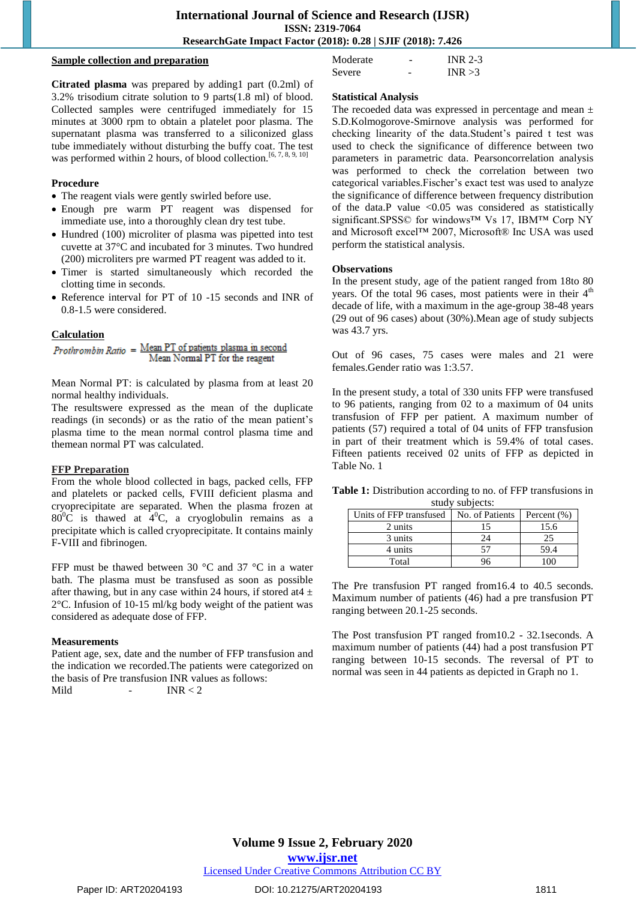**Sample collection and preparation**

**Citrated plasma** was prepared by adding1 part (0.2ml) of 3.2% trisodium citrate solution to 9 parts(1.8 ml) of blood. Collected samples were centrifuged immediately for 15 minutes at 3000 rpm to obtain a platelet poor plasma. The supernatant plasma was transferred to a siliconized glass tube immediately without disturbing the buffy coat. The test was performed within 2 hours, of blood collection.[6, 7, 8, 9, 10]

**Procedure**

- The reagent vials were gently swirled before use.
- Enough pre warm PT reagent was dispensed for immediate use, into a thoroughly clean dry test tube.
- Hundred (100) microliter of plasma was pipetted into test cuvette at 37°C and incubated for 3 minutes. Two hundred (200) microliters pre warmed PT reagent was added to it.
- Timer is started simultaneously which recorded the clotting time in seconds.
- Reference interval for PT of 10 -15 seconds and INR of 0.8-1.5 were considered.

**Calculation**

$$\text{Prothrombin Ratio} = \frac{\text{Mean PT of patients plasma in second}}{\text{Mean Normal PT for the reagent}}$$

Mean Normal PT: is calculated by plasma from at least 20 normal healthy individuals.

The resultswere expressed as the mean of the duplicate readings (in seconds) or as the ratio of the mean patient's plasma time to the mean normal control plasma time and themean normal PT was calculated.

**FFP Preparation**

From the whole blood collected in bags, packed cells, FFP and platelets or packed cells, FVIII deficient plasma and cryoprecipitate are separated. When the plasma frozen at 80$^0$C is thawed at 4$^0$C, a cryoglobulin remains as a precipitate which is called cryoprecipitate. It contains mainly F-VIII and fibrinogen.

FFP must be thawed between 30 °C and 37 °C in a water bath. The plasma must be transfused as soon as possible after thawing, but in any case within 24 hours, if stored at4 ± 2°C. Infusion of 10-15 ml/kg body weight of the patient was considered as adequate dose of FFP.

**Measurements**

Patient age, sex, date and the number of FFP transfusion and the indication we recorded.The patients were categorized on the basis of Pre transfusion INR values as follows:

Mild - INR < 2

Moderate - INR 2-3

Severe - INR >3

**Statistical Analysis**

The recoeded data was expressed in percentage and mean ± S.D.Kolmogorove-Smirnove analysis was performed for checking linearity of the data.Student's paired t test was used to check the significance of difference between two parameters in parametric data. Pearsoncorrelation analysis was performed to check the correlation between two categorical variables.Fischer's exact test was used to analyze the significance of difference between frequency distribution of the data.P value <0.05 was considered as statistically significant.SPSS© for windows™ Vs 17, IBM™ Corp NY and Microsoft excel™ 2007, Microsoft® Inc USA was used perform the statistical analysis.

**Observations**

In the present study, age of the patient ranged from 18to 80 years. Of the total 96 cases, most patients were in their 4$^{th}$ decade of life, with a maximum in the age-group 38-48 years (29 out of 96 cases) about (30%).Mean age of study subjects was 43.7 yrs.

Out of 96 cases, 75 cases were males and 21 were females.Gender ratio was 1:3.57.

In the present study, a total of 330 units FFP were transfused to 96 patients, ranging from 02 to a maximum of 04 units transfusion of FFP per patient. A maximum number of patients (57) required a total of 04 units of FFP transfusion in part of their treatment which is 59.4% of total cases. Fifteen patients received 02 units of FFP as depicted in Table No. 1

**Table 1:** Distribution according to no. of FFP transfusions in study subjects:

| Units of FFP transfused | No. of Patients | Percent (%) |
|---|---|---|
| 2 units | 15 | 15.6 |
| 3 units | 24 | 25 |
| 4 units | 57 | 59.4 |
| Total | 96 | 100 |

The Pre transfusion PT ranged from16.4 to 40.5 seconds. Maximum number of patients (46) had a pre transfusion PT ranging between 20.1-25 seconds.

The Post transfusion PT ranged from10.2 - 32.1seconds. A maximum number of patients (44) had a post transfusion PT ranging between 10-15 seconds. The reversal of PT to normal was seen in 44 patients as depicted in Graph no 1.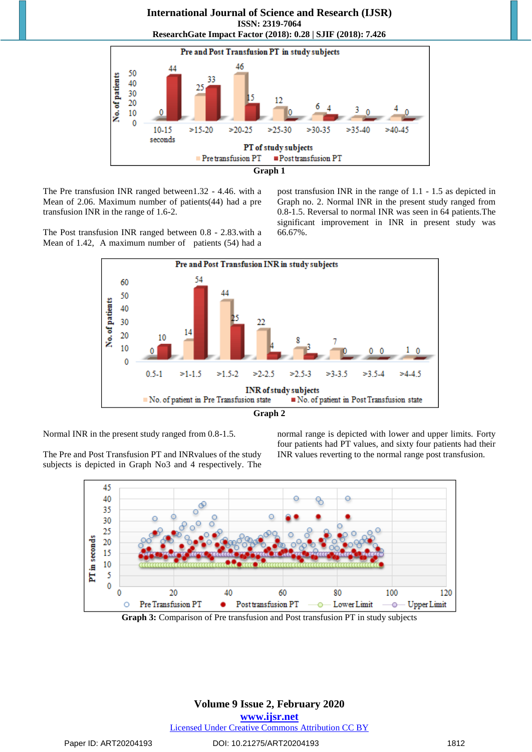**Graph 1**

The Pre transfusion INR ranged between1.32 - 4.46. with a Mean of 2.06. Maximum number of patients(44) had a pre transfusion INR in the range of 1.6-2.

The Post transfusion INR ranged between 0.8 - 2.83.with a Mean of 1.42, A maximum number of patients (54) had a post transfusion INR in the range of 1.1 - 1.5 as depicted in Graph no. 2. Normal INR in the present study ranged from 0.8-1.5. Reversal to normal INR was seen in 64 patients.The significant improvement in INR in present study was 66.67%.

**Graph 2**

Normal INR in the present study ranged from 0.8-1.5.

The Pre and Post Transfusion PT and INRvalues of the study subjects is depicted in Graph No3 and 4 respectively. The normal range is depicted with lower and upper limits. Forty four patients had PT values, and sixty four patients had their INR values reverting to the normal range post transfusion.

**Graph 3:** Comparison of Pre transfusion and Post transfusion PT in study subjects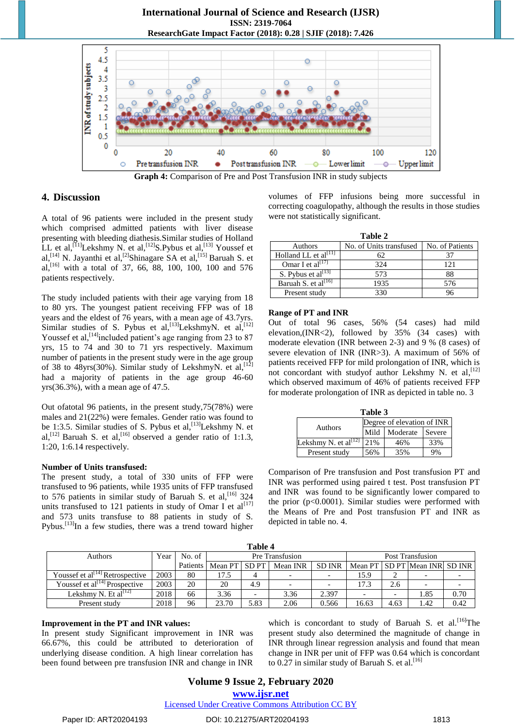**Graph 4:** Comparison of Pre and Post Transfusion INR in study subjects

## 4. Discussion

A total of 96 patients were included in the present study which comprised admitted patients with liver disease presenting with bleeding diathesis.Similar studies of Holland LL et al,[11]Lekshmy N. et al,[12]S.Pybus et al,[13] Youssef et al,[14] N. Jayanthi et al,[2]Shinagare SA et al,[15] Baruah S. et al,[16] with a total of 37, 66, 88, 100, 100, 100 and 576 patients respectively.

The study included patients with their age varying from 18 to 80 yrs. The youngest patient receiving FFP was of 18 years and the eldest of 76 years, with a mean age of 43.7yrs. Similar studies of S. Pybus et al,[13]LekshmyN. et al,[12] Youssef et al,[14]included patient's age ranging from 23 to 87 yrs, 15 to 74 and 30 to 71 yrs respectively. Maximum number of patients in the present study were in the age group of 38 to 48yrs(30%). Similar study of LekshmyN. et al,[12] had a majority of patients in the age group 46-60 yrs(36.3%), with a mean age of 47.5.

Out ofatotal 96 patients, in the present study,75(78%) were males and 21(22%) were females. Gender ratio was found to be 1:3.5. Similar studies of S. Pybus et al,[13]Lekshmy N. et al,[12] Baruah S. et al,[16] observed a gender ratio of 1:1.3, 1:20, 1:6.14 respectively.

**Number of Units transfused:**
The present study, a total of 330 units of FFP were transfused to 96 patients, while 1935 units of FFP transfused to 576 patients in similar study of Baruah S. et al,[16] 324 units transfused to 121 patients in study of Omar I et al[17] and 573 units transfuse to 88 patients in study of S. Pybus.[13]In a few studies, there was a trend toward higher volumes of FFP infusions being more successful in correcting coagulopathy, although the results in those studies were not statistically significant.

**Table 2**

| Authors | No. of Units transfused | No. of Patients |
|---|---|---|
| Holland LL et al[11] | 62 | 37 |
| Omar I et al[17] | 324 | 121 |
| S. Pybus et al[13] | 573 | 88 |
| Baruah S. et al[16] | 1935 | 576 |
| Present study | 330 | 96 |

**Range of PT and INR**
Out of total 96 cases, 56% (54 cases) had mild elevation,(INR<2), followed by 35% (34 cases) with moderate elevation (INR between 2-3) and 9 % (8 cases) of severe elevation of INR (INR>3). A maximum of 56% of patients received FFP for mild prolongation of INR, which is not concordant with studyof author Lekshmy N. et al,[12] which observed maximum of 46% of patients received FFP for moderate prolongation of INR as depicted in table no. 3

**Table 3**

| Authors | Degree of elevation of INR | | |
|---|---|---|---|
| | Mild | Moderate | Severe |
| Lekshmy N. et al[12] | 21% | 46% | 33% |
| Present study | 56% | 35% | 9% |

Comparison of Pre transfusion and Post transfusion PT and INR was performed using paired t test. Post transfusion PT and INR was found to be significantly lower compared to the prior (p<0.0001). Similar studies were performed with the Means of Pre and Post transfusion PT and INR as depicted in table no. 4.

**Table 4**

| Authors | Year | No. of Patients | Pre Transfusion | | | | Post Transfusion | | | |
|---|---|---|---|---|---|---|---|---|---|---|
| | | | Mean PT | SD PT | Mean INR | SD INR | Mean PT | SD PT | Mean INR | SD INR |
| Youssef et al[14] Retrospective | 2003 | 80 | 17.5 | 4 | - | - | 15.9 | 2 | - | - |
| Youssef et al[14] Prospective | 2003 | 20 | 20 | 4.9 | - | - | 17.3 | 2.6 | - | - |
| Lekshmy N. Et al[12] | 2018 | 66 | 3.36 | - | 3.36 | 2.397 | - | - | 1.85 | 0.70 |
| Present study | 2018 | 96 | 23.70 | 5.83 | 2.06 | 0.566 | 16.63 | 4.63 | 1.42 | 0.42 |

**Improvement in the PT and INR values:**
In present study Significant improvement in INR was 66.67%, this could be attributed to deterioration of underlying disease condition. A high linear correlation has been found between pre transfusion INR and change in INR which is concordant to study of Baruah S. et al.[16]The present study also determined the magnitude of change in INR through linear regression analysis and found that mean change in INR per unit of FFP was 0.64 which is concordant to 0.27 in similar study of Baruah S. et al.[16]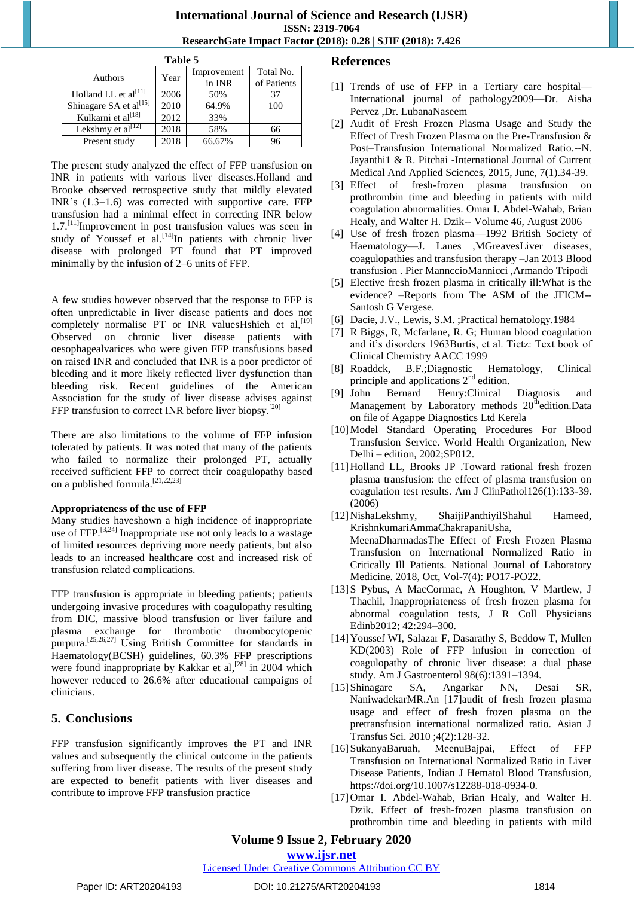Table 5

| Authors | Year | Improvement in INR | Total No. of Patients |
|---|---|---|---|
| Holland LL et al[11] | 2006 | 50% | 37 |
| Shinagare SA et al[15] | 2010 | 64.9% | 100 |
| Kulkarni et al[18] | 2012 | 33% | – |
| Lekshmy et al[12] | 2018 | 58% | 66 |
| Present study | 2018 | 66.67% | 96 |

The present study analyzed the effect of FFP transfusion on INR in patients with various liver diseases.Holland and Brooke observed retrospective study that mildly elevated INR's (1.3–1.6) was corrected with supportive care. FFP transfusion had a minimal effect in correcting INR below 1.7.[11]Improvement in post transfusion values was seen in study of Youssef et al.[14]In patients with chronic liver disease with prolonged PT found that PT improved minimally by the infusion of 2–6 units of FFP.

A few studies however observed that the response to FFP is often unpredictable in liver disease patients and does not completely normalise PT or INR valuesHshieh et al,[19] Observed on chronic liver disease patients with oesophagealvarices who were given FFP transfusions based on raised INR and concluded that INR is a poor predictor of bleeding and it more likely reflected liver dysfunction than bleeding risk. Recent guidelines of the American Association for the study of liver disease advises against FFP transfusion to correct INR before liver biopsy.[20]

There are also limitations to the volume of FFP infusion tolerated by patients. It was noted that many of the patients who failed to normalize their prolonged PT, actually received sufficient FFP to correct their coagulopathy based on a published formula.[21,22,23]

**Appropriateness of the use of FFP**

Many studies haveshown a high incidence of inappropriate use of FFP.[3,24] Inappropriate use not only leads to a wastage of limited resources depriving more needy patients, but also leads to an increased healthcare cost and increased risk of transfusion related complications.

FFP transfusion is appropriate in bleeding patients; patients undergoing invasive procedures with coagulopathy resulting from DIC, massive blood transfusion or liver failure and plasma exchange for thrombotic thrombocytopenic purpura.[25,26,27] Using British Committee for standards in Haematology(BCSH) guidelines, 60.3% FFP prescriptions were found inappropriate by Kakkar et al,[28] in 2004 which however reduced to 26.6% after educational campaigns of clinicians.

## 5. Conclusions

FFP transfusion significantly improves the PT and INR values and subsequently the clinical outcome in the patients suffering from liver disease. The results of the present study are expected to benefit patients with liver diseases and contribute to improve FFP transfusion practice

## References

[1] Trends of use of FFP in a Tertiary care hospital—International journal of pathology2009—Dr. Aisha Pervez ,Dr. LubanaNaseem

[2] Audit of Fresh Frozen Plasma Usage and Study the Effect of Fresh Frozen Plasma on the Pre-Transfusion & Post–Transfusion International Normalized Ratio.--N. Jayanthi1 & R. Pitchai -International Journal of Current Medical And Applied Sciences, 2015, June, 7(1).34-39.

[3] Effect of fresh-frozen plasma transfusion on prothrombin time and bleeding in patients with mild coagulation abnormalities. Omar I. Abdel-Wahab, Brian Healy, and Walter H. Dzik-- Volume 46, August 2006

[4] Use of fresh frozen plasma—1992 British Society of Haematology—J. Lanes ,MGreavesLiver diseases, coagulopathies and transfusion therapy –Jan 2013 Blood transfusion . Pier MannccioMannicci ,Armando Tripodi

[5] Elective fresh frozen plasma in critically ill:What is the evidence? –Reports from The ASM of the JFICM--Santosh G Vergese.

[6] Dacie, J.V., Lewis, S.M. ;Practical hematology.1984

[7] R Biggs, R, Mcfarlane, R. G; Human blood coagulation and it's disorders 1963Burtis, et al. Tietz: Text book of Clinical Chemistry AACC 1999

[8] Roaddck, B.F.;Diagnostic Hematology, Clinical principle and applications 2nd edition.

[9] John Bernard Henry:Clinical Diagnosis and Management by Laboratory methods 20thedition.Data on file of Agappe Diagnostics Ltd Kerela

[10] Model Standard Operating Procedures For Blood Transfusion Service. World Health Organization, New Delhi – edition, 2002;SP012.

[11] Holland LL, Brooks JP .Toward rational fresh frozen plasma transfusion: the effect of plasma transfusion on coagulation test results. Am J ClinPathol126(1):133-39.(2006)

[12] NishaLekshmy, ShaijiPanthiyilShahul Hameed, KrishnkumariAmmaChakrapaniUsha, MeenaDharmadasThe Effect of Fresh Frozen Plasma Transfusion on International Normalized Ratio in Critically Ill Patients. National Journal of Laboratory Medicine. 2018, Oct, Vol-7(4): PO17-PO22.

[13] S Pybus, A MacCormac, A Houghton, V Martlew, J Thachil, Inappropriateness of fresh frozen plasma for abnormal coagulation tests, J R Coll Physicians Edinb2012; 42:294–300.

[14] Youssef WI, Salazar F, Dasarathy S, Beddow T, Mullen KD(2003) Role of FFP infusion in correction of coagulopathy of chronic liver disease: a dual phase study. Am J Gastroenterol 98(6):1391–1394.

[15] Shinagare SA, Angarkar NN, Desai SR, NaniwadekarMR.An [17]audit of fresh frozen plasma usage and effect of fresh frozen plasma on the pretransfusion international normalized ratio. Asian J Transfus Sci. 2010 ;4(2):128-32.

[16] SukanyaBaruah, MeenuBajpai, Effect of FFP Transfusion on International Normalized Ratio in Liver Disease Patients, Indian J Hematol Blood Transfusion, https://doi.org/10.1007/s12288-018-0934-0.

[17] Omar I. Abdel-Wahab, Brian Healy, and Walter H. Dzik. Effect of fresh-frozen plasma transfusion on prothrombin time and bleeding in patients with mild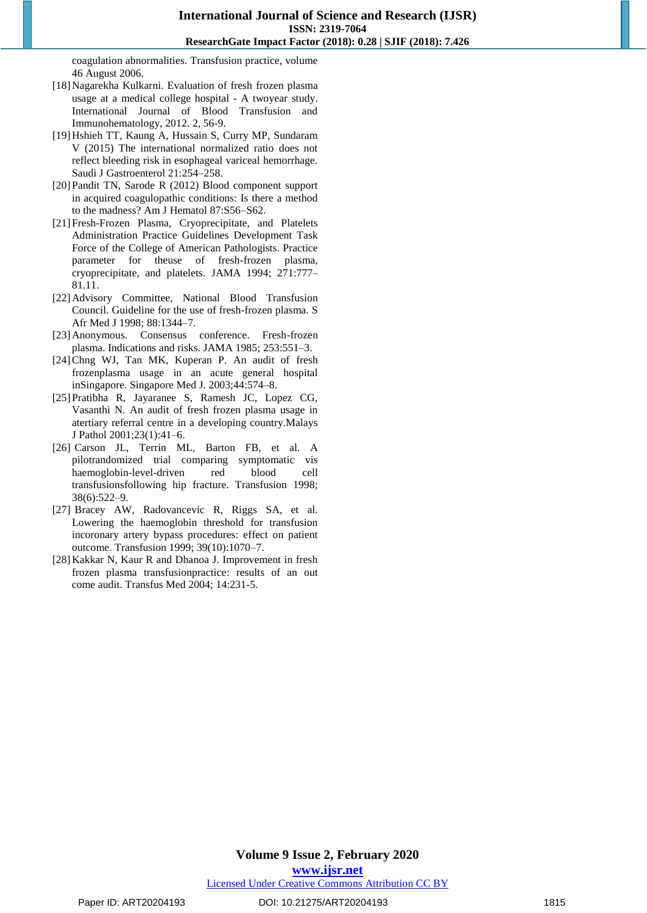coagulation abnormalities. Transfusion practice, volume 46 August 2006.

[18] Nagarekha Kulkarni. Evaluation of fresh frozen plasma usage at a medical college hospital - A twoyear study. International Journal of Blood Transfusion and Immunohematology, 2012. 2, 56-9.

[19] Hshieh TT, Kaung A, Hussain S, Curry MP, Sundaram V (2015) The international normalized ratio does not reflect bleeding risk in esophageal variceal hemorrhage. Saudi J Gastroenterol 21:254–258.

[20] Pandit TN, Sarode R (2012) Blood component support in acquired coagulopathic conditions: Is there a method to the madness? Am J Hematol 87:S56–S62.

[21] Fresh-Frozen Plasma, Cryoprecipitate, and Platelets Administration Practice Guidelines Development Task Force of the College of American Pathologists. Practice parameter for theuse of fresh-frozen plasma, cryoprecipitate, and platelets. JAMA 1994; 271:777–81.11.

[22] Advisory Committee, National Blood Transfusion Council. Guideline for the use of fresh-frozen plasma. S Afr Med J 1998; 88:1344–7.

[23] Anonymous. Consensus conference. Fresh-frozen plasma. Indications and risks. JAMA 1985; 253:551–3.

[24] Chng WJ, Tan MK, Kuperan P. An audit of fresh frozenplasma usage in an acute general hospital inSingapore. Singapore Med J. 2003;44:574–8.

[25] Pratibha R, Jayaranee S, Ramesh JC, Lopez CG, Vasanthi N. An audit of fresh frozen plasma usage in atertiary referral centre in a developing country.Malays J Pathol 2001;23(1):41–6.

[26] Carson JL, Terrin ML, Barton FB, et al. A pilotrandomized trial comparing symptomatic vis haemoglobin-level-driven red blood cell transfusionsfollowing hip fracture. Transfusion 1998; 38(6):522–9.

[27] Bracey AW, Radovancevic R, Riggs SA, et al. Lowering the haemoglobin threshold for transfusion incoronary artery bypass procedures: effect on patient outcome. Transfusion 1999; 39(10):1070–7.

[28] Kakkar N, Kaur R and Dhanoa J. Improvement in fresh frozen plasma transfusionpractice: results of an out come audit. Transfus Med 2004; 14:231-5.